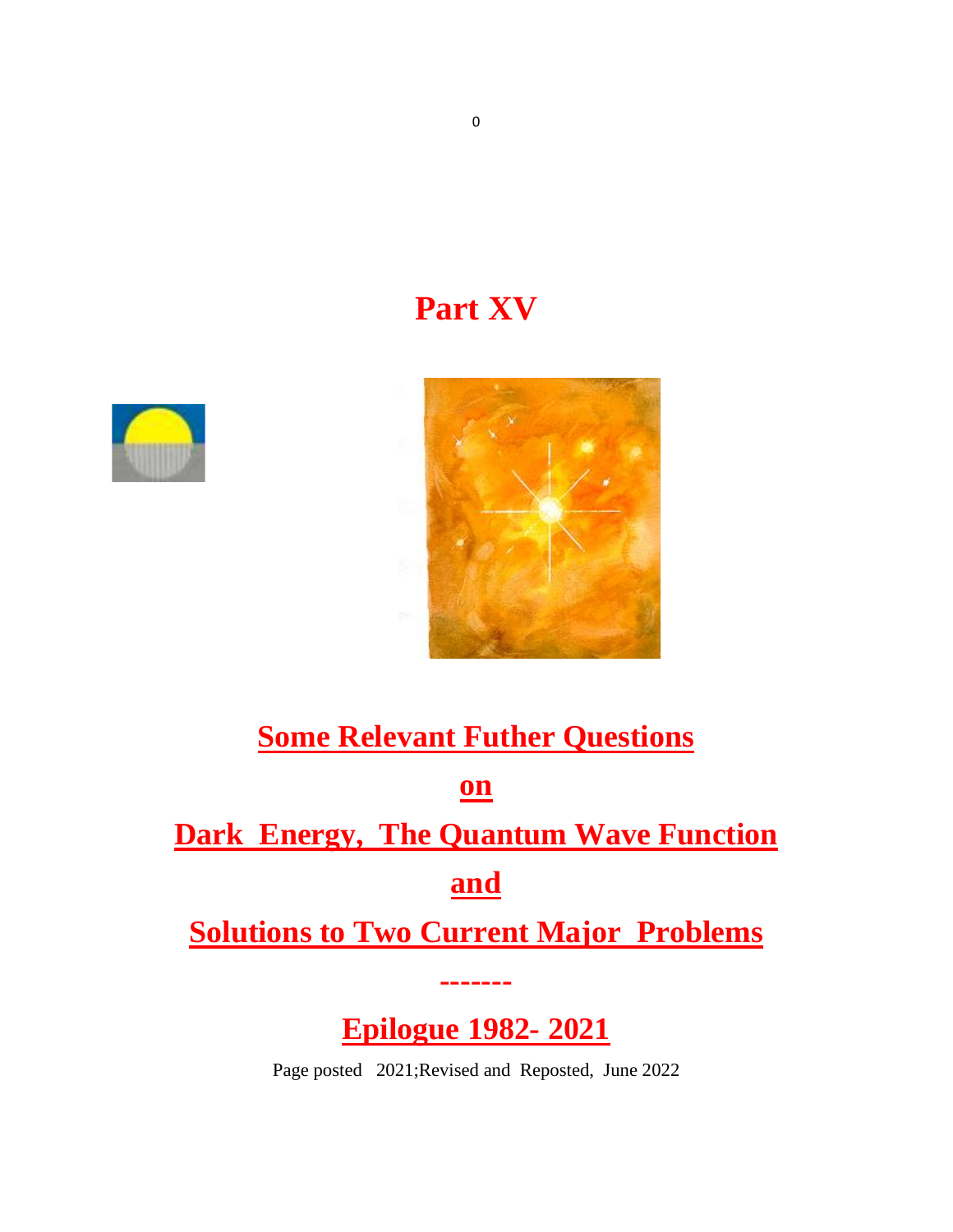# Part XV

## Some Relevant Futher Questions

## on

## Dark Energy, The Quantum Wave Function

## and

## Solutions to Two Current Major Problems

## -------

## Epilogue 1982- 2021

Page posted 2021;Revised and Reposted, June 2022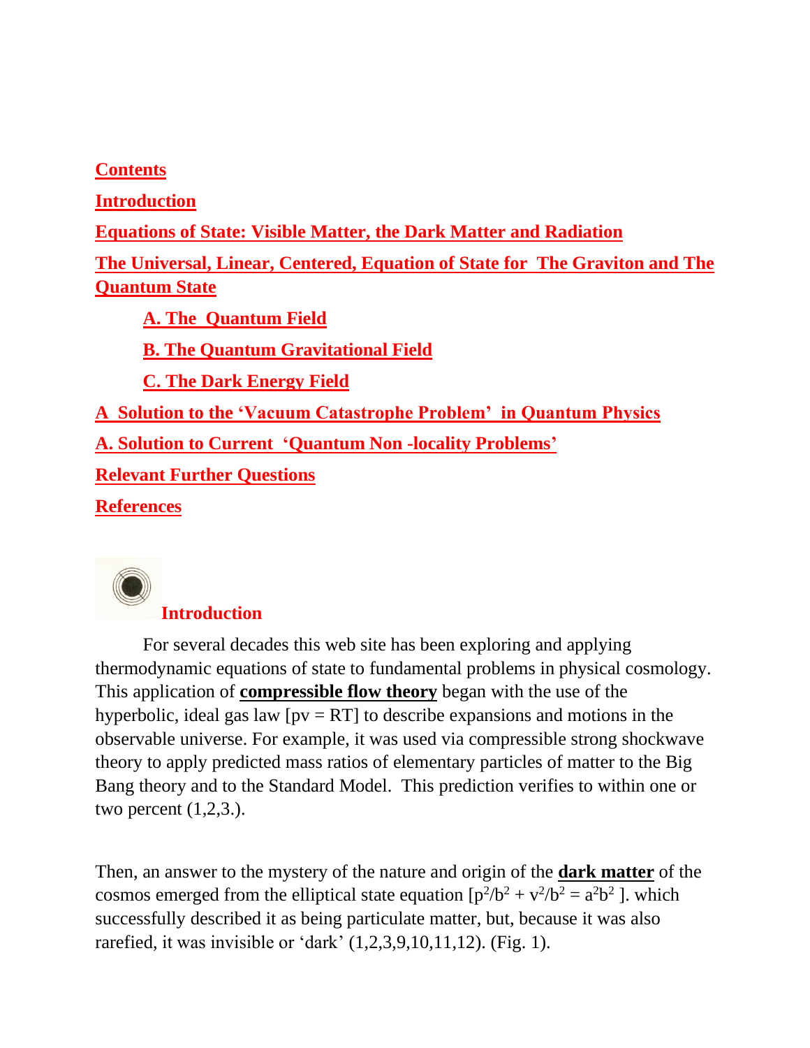**Contents**

**Introduction**

**Equations of State: Visible Matter, the Dark Matter and Radiation**

**The Universal, Linear, Centered, Equation of State for The Graviton and The Quantum State**

- **A. The Quantum Field**
- **B. The Quantum Gravitational Field**
- **C. The Dark Energy Field**

**A Solution to the 'Vacuum Catastrophe Problem' in Quantum Physics**

**A. Solution to Current 'Quantum Non -locality Problems'**

**Relevant Further Questions**

**References**

## Introduction

For several decades this web site has been exploring and applying thermodynamic equations of state to fundamental problems in physical cosmology. This application of **compressible flow theory** began with the use of the hyperbolic, ideal gas law [$pv = RT$] to describe expansions and motions in the observable universe. For example, it was used via compressible strong shockwave theory to apply predicted mass ratios of elementary particles of matter to the Big Bang theory and to the Standard Model. This prediction verifies to within one or two percent (1,2,3.).

Then, an answer to the mystery of the nature and origin of the **dark matter** of the cosmos emerged from the elliptical state equation [$p^2/b^2 + v^2/b^2 = a^2b^2$ ]. which successfully described it as being particulate matter, but, because it was also rarefied, it was invisible or 'dark' (1,2,3,9,10,11,12). (Fig. 1).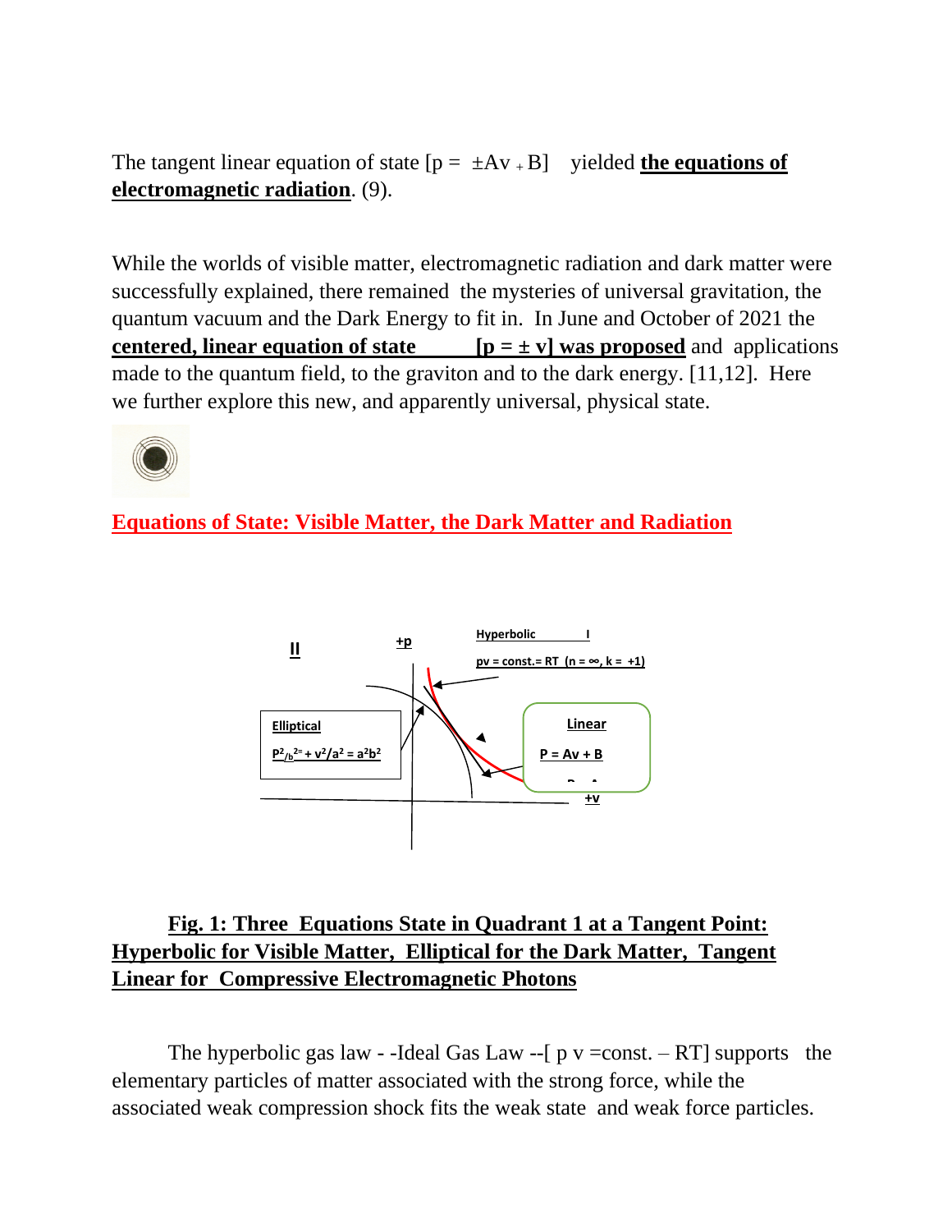The tangent linear equation of state [$p = \pm Av + B$] yielded **the equations of electromagnetic radiation**. (9).

While the worlds of visible matter, electromagnetic radiation and dark matter were successfully explained, there remained the mysteries of universal gravitation, the quantum vacuum and the Dark Energy to fit in. In June and October of 2021 the **centered, linear equation of state [$p = \pm v$] was proposed** and applications made to the quantum field, to the graviton and to the dark energy. [11,12]. Here we further explore this new, and apparently universal, physical state.

## Equations of State: Visible Matter, the Dark Matter and Radiation

**Fig. 1: Three Equations State in Quadrant 1 at a Tangent Point: Hyperbolic for Visible Matter, Elliptical for the Dark Matter, Tangent Linear for Compressive Electromagnetic Photons**

The hyperbolic gas law - -Ideal Gas Law --[ $p\,v$ =const. – RT] supports the elementary particles of matter associated with the strong force, while the associated weak compression shock fits the weak state and weak force particles.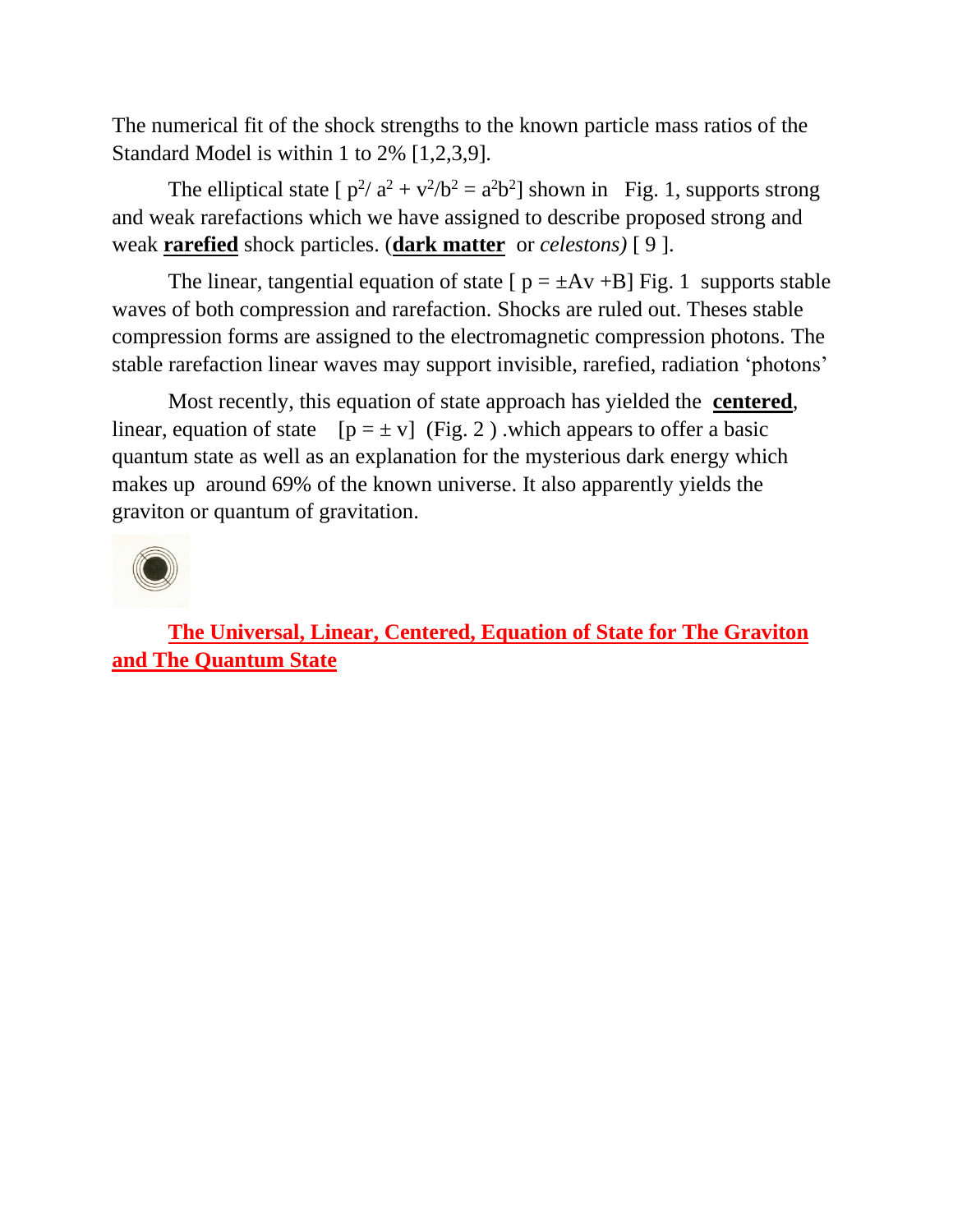The numerical fit of the shock strengths to the known particle mass ratios of the Standard Model is within 1 to 2% [1,2,3,9].

The elliptical state [ $p^2/ a^2 + v^2/b^2 = a^2b^2$] shown in Fig. 1, supports strong and weak rarefactions which we have assigned to describe proposed strong and weak **rarefied** shock particles. (**dark matter** or *celestons)* [ 9 ].

The linear, tangential equation of state [ $p = \pm Av + B$] Fig. 1 supports stable waves of both compression and rarefaction. Shocks are ruled out. Theses stable compression forms are assigned to the electromagnetic compression photons. The stable rarefaction linear waves may support invisible, rarefied, radiation 'photons'

Most recently, this equation of state approach has yielded the **centered**, linear, equation of state [$p = \pm v$] (Fig. 2 ) .which appears to offer a basic quantum state as well as an explanation for the mysterious dark energy which makes up around 69% of the known universe. It also apparently yields the graviton or quantum of gravitation.

## The Universal, Linear, Centered, Equation of State for The Graviton and The Quantum State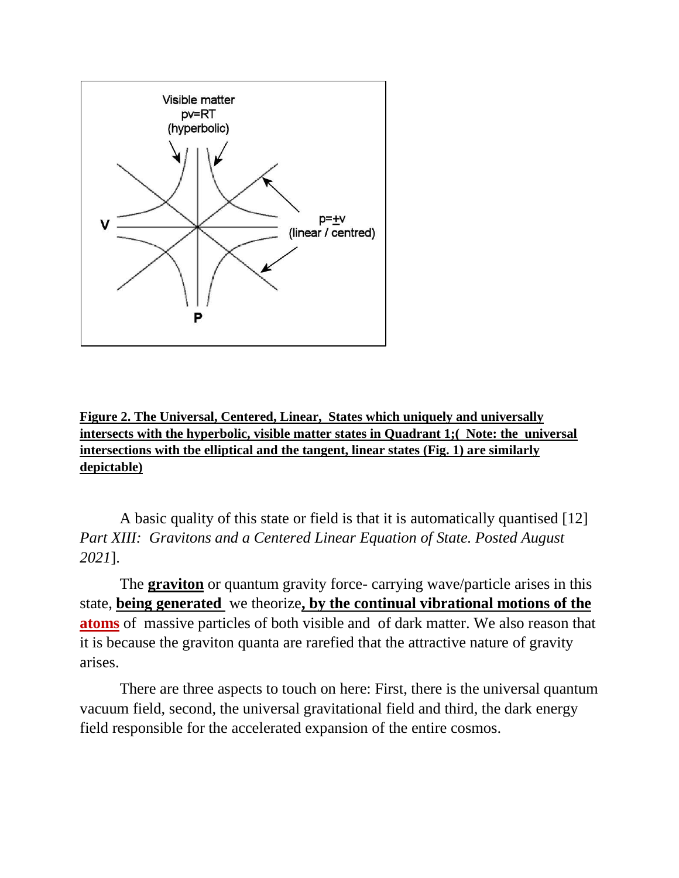**Figure 2. The Universal, Centered, Linear, States which uniquely and universally intersects with the hyperbolic, visible matter states in Quadrant 1;( Note: the universal intersections with tbe elliptical and the tangent, linear states (Fig. 1) are similarly depictable)**

A basic quality of this state or field is that it is automatically quantised [12] *Part XIII: Gravitons and a Centered Linear Equation of State. Posted August 2021*].

The **graviton** or quantum gravity force- carrying wave/particle arises in this state, **being generated** we theorize**, by the continual vibrational motions of the atoms** of massive particles of both visible and of dark matter. We also reason that it is because the graviton quanta are rarefied that the attractive nature of gravity arises.

There are three aspects to touch on here: First, there is the universal quantum vacuum field, second, the universal gravitational field and third, the dark energy field responsible for the accelerated expansion of the entire cosmos.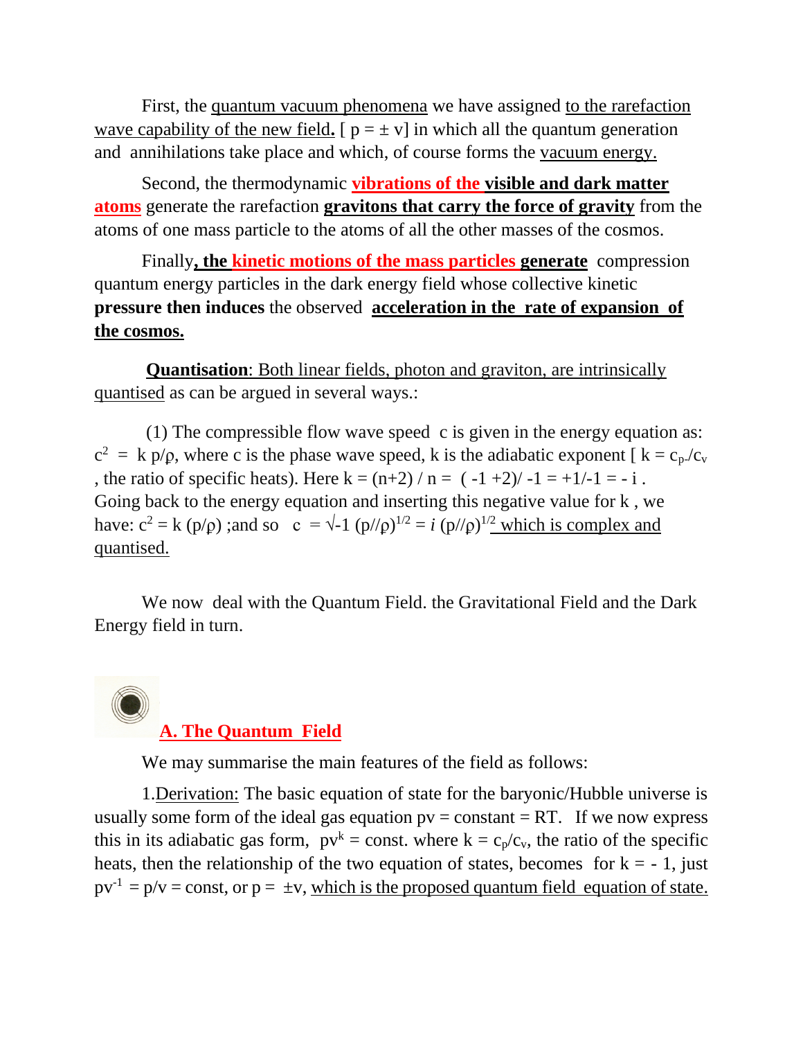First, the quantum vacuum phenomena we have assigned to the rarefaction wave capability of the new field**.** [ $p = \pm v$] in which all the quantum generation and annihilations take place and which, of course forms the vacuum energy.

Second, the thermodynamic **vibrations of the visible and dark matter atoms** generate the rarefaction **gravitons that carry the force of gravity** from the atoms of one mass particle to the atoms of all the other masses of the cosmos.

Finally**, the kinetic motions of the mass particles generate** compression quantum energy particles in the dark energy field whose collective kinetic **pressure then induces** the observed **acceleration in the rate of expansion of the cosmos.**

**Quantisation**: Both linear fields, photon and graviton, are intrinsically quantised as can be argued in several ways.:

(1) The compressible flow wave speed c is given in the energy equation as: $c^2 = k\, p/\rho$, where c is the phase wave speed, k is the adiabatic exponent [ $k = c_{p}/c_v$ , the ratio of specific heats). Here $k = (n+2) / n = ( -1 +2)/ -1 = +1/-1 = - i$ . Going back to the energy equation and inserting this negative value for k , we have: $c^2 = k\, (p/\rho)$ ;and so $c = \sqrt{-1}\, (p//\rho)^{1/2} = i\, (p//\rho)^{1/2}$ which is complex and quantised.

We now deal with the Quantum Field. the Gravitational Field and the Dark Energy field in turn.

## A. The Quantum Field

We may summarise the main features of the field as follows:

1. Derivation: The basic equation of state for the baryonic/Hubble universe is usually some form of the ideal gas equation pv = constant = RT. If we now express this in its adiabatic gas form, $pv^k$ = const. where $k = c_p/c_v$, the ratio of the specific heats, then the relationship of the two equation of states, becomes for $k = - 1$, just $pv^{-1} = p/v$ = const, or $p = \pm v$, which is the proposed quantum field equation of state.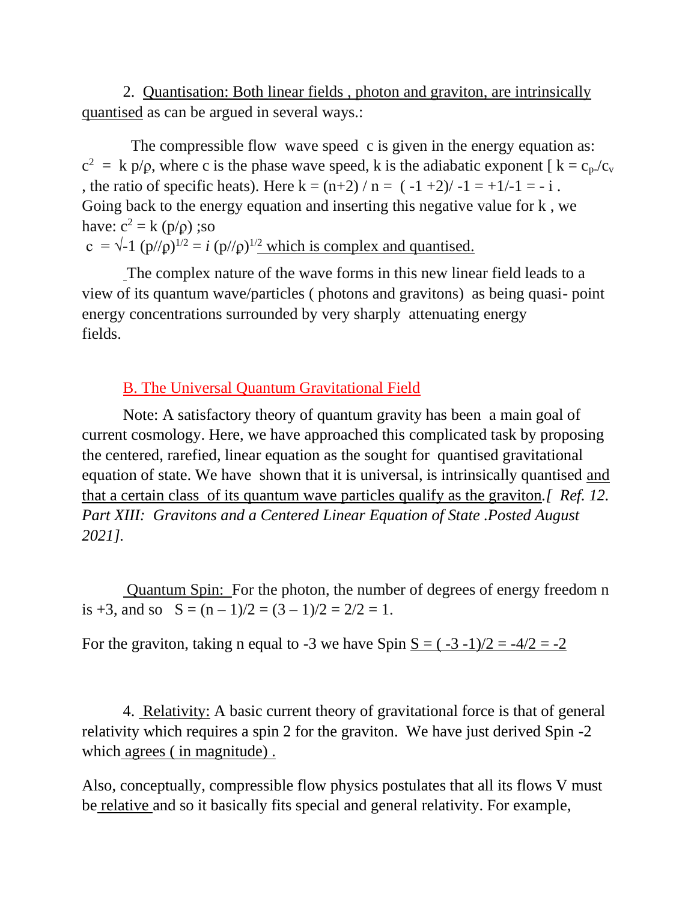2. Quantisation: Both linear fields , photon and graviton, are intrinsically quantised as can be argued in several ways.:

The compressible flow wave speed c is given in the energy equation as: $c^2 = k\, p/\rho$, where c is the phase wave speed, k is the adiabatic exponent [ $k = c_p/c_v$ , the ratio of specific heats). Here $k = (n+2) / n = ( -1 +2)/ -1 = +1/-1 = - i$ . Going back to the energy equation and inserting this negative value for k , we have: $c^2 = k\, (p/\rho)$ ;so

$c = \sqrt{-1}\, (p//\rho)^{1/2} = i\, (p//\rho)^{1/2}$ which is complex and quantised.

The complex nature of the wave forms in this new linear field leads to a view of its quantum wave/particles ( photons and gravitons) as being quasi- point energy concentrations surrounded by very sharply attenuating energy fields.

## B. The Universal Quantum Gravitational Field

Note: A satisfactory theory of quantum gravity has been a main goal of current cosmology. Here, we have approached this complicated task by proposing the centered, rarefied, linear equation as the sought for quantised gravitational equation of state. We have shown that it is universal, is intrinsically quantised and that a certain class of its quantum wave particles qualify as the graviton.*[ Ref. 12. Part XIII: Gravitons and a Centered Linear Equation of State .Posted August 2021].*

Quantum Spin: For the photon, the number of degrees of energy freedom n is +3, and so $S = (n - 1)/2 = (3 - 1)/2 = 2/2 = 1$.

For the graviton, taking n equal to -3 we have Spin $S = ( -3 -1)/2 = -4/2 = -2$

4. Relativity: A basic current theory of gravitational force is that of general relativity which requires a spin 2 for the graviton. We have just derived Spin -2 which agrees ( in magnitude) .

Also, conceptually, compressible flow physics postulates that all its flows V must be relative and so it basically fits special and general relativity. For example,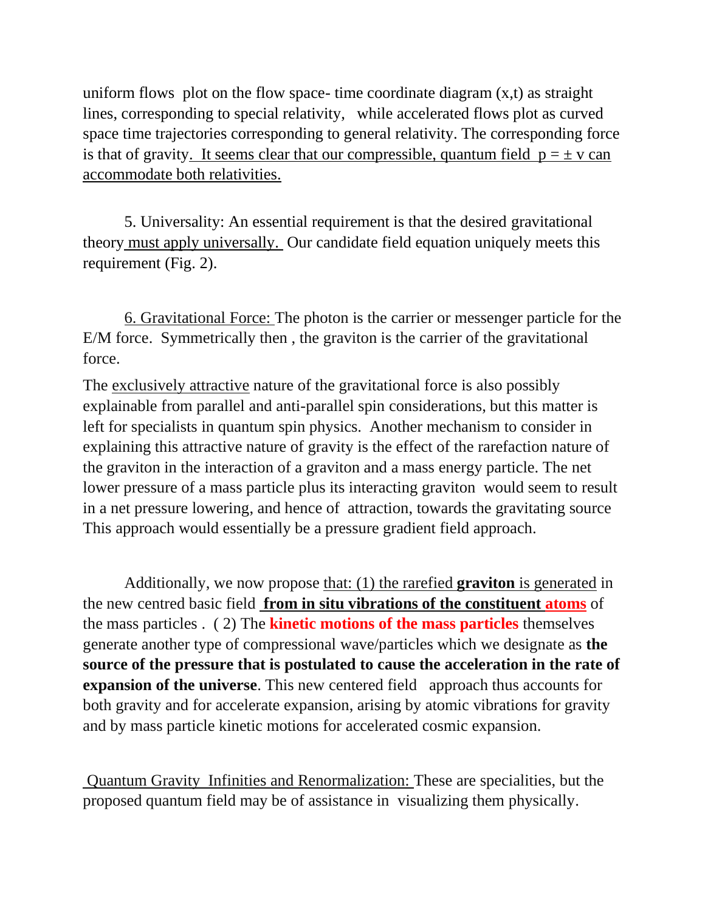uniform flows plot on the flow space- time coordinate diagram $(x,t)$ as straight lines, corresponding to special relativity, while accelerated flows plot as curved space time trajectories corresponding to general relativity. The corresponding force is that of gravity. It seems clear that our compressible, quantum field $p = \pm v$ can accommodate both relativities.

5. Universality: An essential requirement is that the desired gravitational theory must apply universally. Our candidate field equation uniquely meets this requirement (Fig. 2).

6. Gravitational Force: The photon is the carrier or messenger particle for the E/M force. Symmetrically then , the graviton is the carrier of the gravitational force.

The exclusively attractive nature of the gravitational force is also possibly explainable from parallel and anti-parallel spin considerations, but this matter is left for specialists in quantum spin physics. Another mechanism to consider in explaining this attractive nature of gravity is the effect of the rarefaction nature of the graviton in the interaction of a graviton and a mass energy particle. The net lower pressure of a mass particle plus its interacting graviton would seem to result in a net pressure lowering, and hence of attraction, towards the gravitating source This approach would essentially be a pressure gradient field approach.

Additionally, we now propose that: (1) the rarefied **graviton** is generated in the new centred basic field **from in situ vibrations of the constituent atoms** of the mass particles . ( 2) The **kinetic motions of the mass particles** themselves generate another type of compressional wave/particles which we designate as **the source of the pressure that is postulated to cause the acceleration in the rate of expansion of the universe**. This new centered field approach thus accounts for both gravity and for accelerate expansion, arising by atomic vibrations for gravity and by mass particle kinetic motions for accelerated cosmic expansion.

Quantum Gravity Infinities and Renormalization: These are specialities, but the proposed quantum field may be of assistance in visualizing them physically.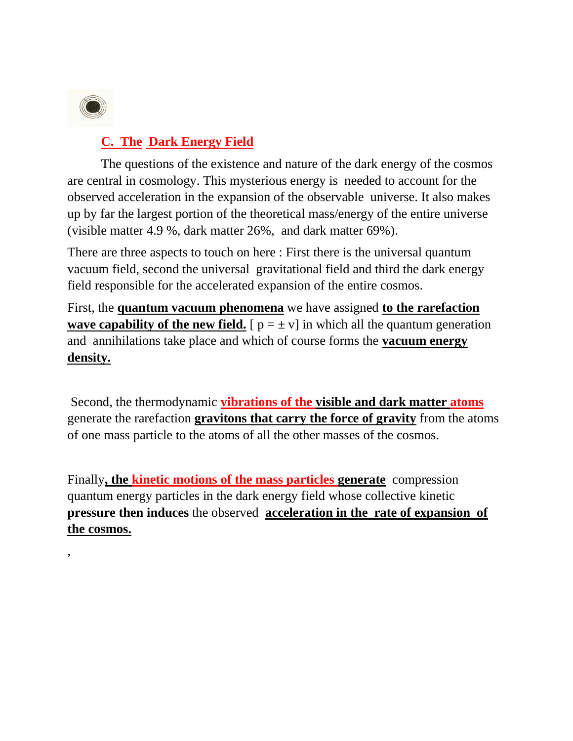## C. The Dark Energy Field

The questions of the existence and nature of the dark energy of the cosmos are central in cosmology. This mysterious energy is needed to account for the observed acceleration in the expansion of the observable universe. It also makes up by far the largest portion of the theoretical mass/energy of the entire universe (visible matter 4.9 %, dark matter 26%, and dark matter 69%).

There are three aspects to touch on here : First there is the universal quantum vacuum field, second the universal gravitational field and third the dark energy field responsible for the accelerated expansion of the entire cosmos.

First, the **quantum vacuum phenomena** we have assigned **to the rarefaction wave capability of the new field.** [ $p = \pm v$] in which all the quantum generation and annihilations take place and which of course forms the **vacuum energy density.**

Second, the thermodynamic **vibrations of the visible and dark matter atoms** generate the rarefaction **gravitons that carry the force of gravity** from the atoms of one mass particle to the atoms of all the other masses of the cosmos.

Finally**, the kinetic motions of the mass particles generate** compression quantum energy particles in the dark energy field whose collective kinetic **pressure then induces** the observed **acceleration in the rate of expansion of the cosmos.**

,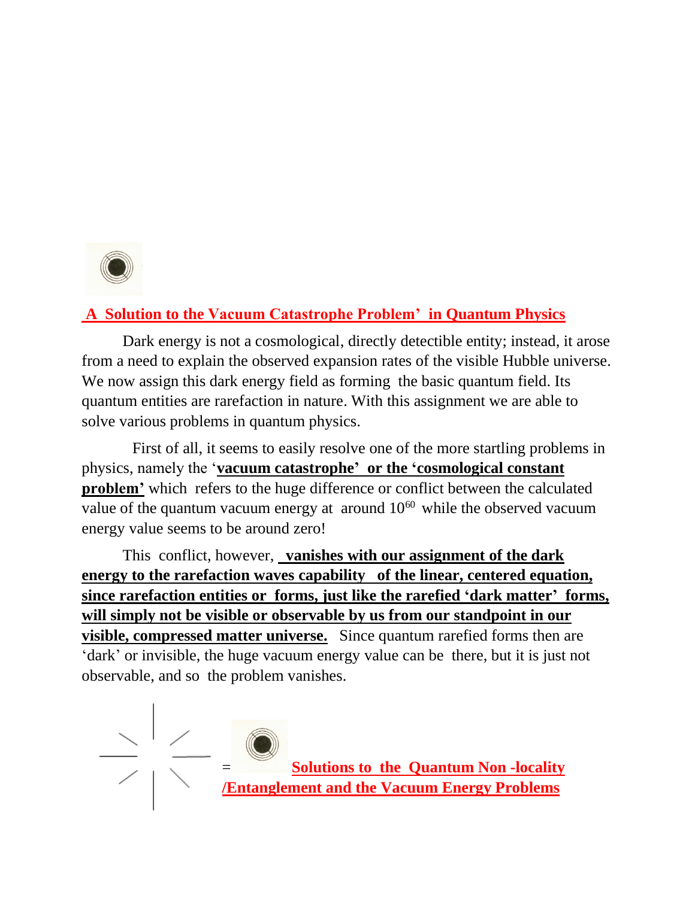## A Solution to the Vacuum Catastrophe Problem' in Quantum Physics

Dark energy is not a cosmological, directly detectible entity; instead, it arose from a need to explain the observed expansion rates of the visible Hubble universe. We now assign this dark energy field as forming the basic quantum field. Its quantum entities are rarefaction in nature. With this assignment we are able to solve various problems in quantum physics.

First of all, it seems to easily resolve one of the more startling problems in physics, namely the '**vacuum catastrophe' or the 'cosmological constant problem'** which refers to the huge difference or conflict between the calculated value of the quantum vacuum energy at around $10^{60}$ while the observed vacuum energy value seems to be around zero!

This conflict, however, **vanishes with our assignment of the dark energy to the rarefaction waves capability of the linear, centered equation, since rarefaction entities or forms, just like the rarefied 'dark matter' forms, will simply not be visible or observable by us from our standpoint in our visible, compressed matter universe.** Since quantum rarefied forms then are 'dark' or invisible, the huge vacuum energy value can be there, but it is just not observable, and so the problem vanishes.

= **Solutions to the Quantum Non-locality /Entanglement and the Vacuum Energy Problems**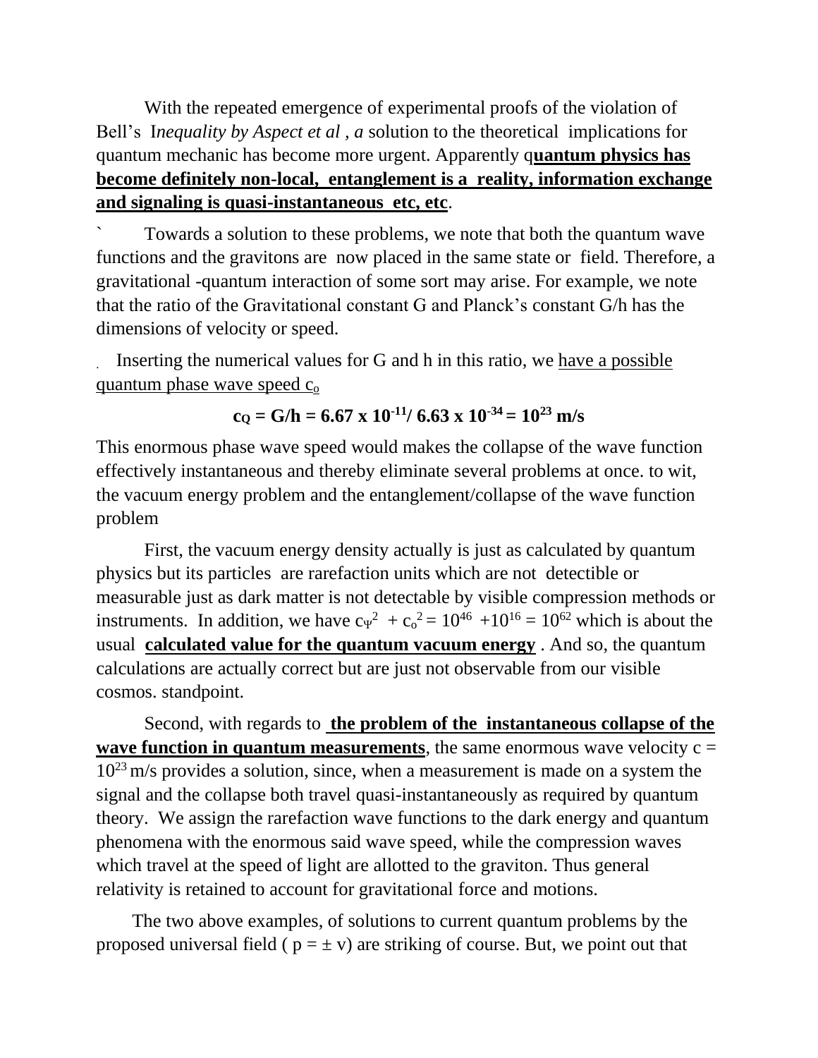With the repeated emergence of experimental proofs of the violation of Bell's I*nequality by Aspect et al , a* solution to the theoretical implications for quantum mechanic has become more urgent. Apparently q**uantum physics has become definitely non-local, entanglement is a reality, information exchange and signaling is quasi-instantaneous etc, etc**.

` Towards a solution to these problems, we note that both the quantum wave functions and the gravitons are now placed in the same state or field. Therefore, a gravitational -quantum interaction of some sort may arise. For example, we note that the ratio of the Gravitational constant G and Planck's constant G/h has the dimensions of velocity or speed.

. Inserting the numerical values for G and h in this ratio, we have a possible quantum phase wave speed $c_o$

$$\mathbf{c_Q = G/h = 6.67 \times 10^{-11} / 6.63 \times 10^{-34} = 10^{23}\ m/s}$$

This enormous phase wave speed would makes the collapse of the wave function effectively instantaneous and thereby eliminate several problems at once. to wit, the vacuum energy problem and the entanglement/collapse of the wave function problem

First, the vacuum energy density actually is just as calculated by quantum physics but its particles are rarefaction units which are not detectible or measurable just as dark matter is not detectable by visible compression methods or instruments. In addition, we have $c_\Psi^2 + c_o^2 = 10^{46} + 10^{16} = 10^{62}$ which is about the usual **calculated value for the quantum vacuum energy** . And so, the quantum calculations are actually correct but are just not observable from our visible cosmos. standpoint.

Second, with regards to **the problem of the instantaneous collapse of the wave function in quantum measurements**, the same enormous wave velocity $c = 10^{23}$ m/s provides a solution, since, when a measurement is made on a system the signal and the collapse both travel quasi-instantaneously as required by quantum theory. We assign the rarefaction wave functions to the dark energy and quantum phenomena with the enormous said wave speed, while the compression waves which travel at the speed of light are allotted to the graviton. Thus general relativity is retained to account for gravitational force and motions.

The two above examples, of solutions to current quantum problems by the proposed universal field ( $p = \pm v$) are striking of course. But, we point out that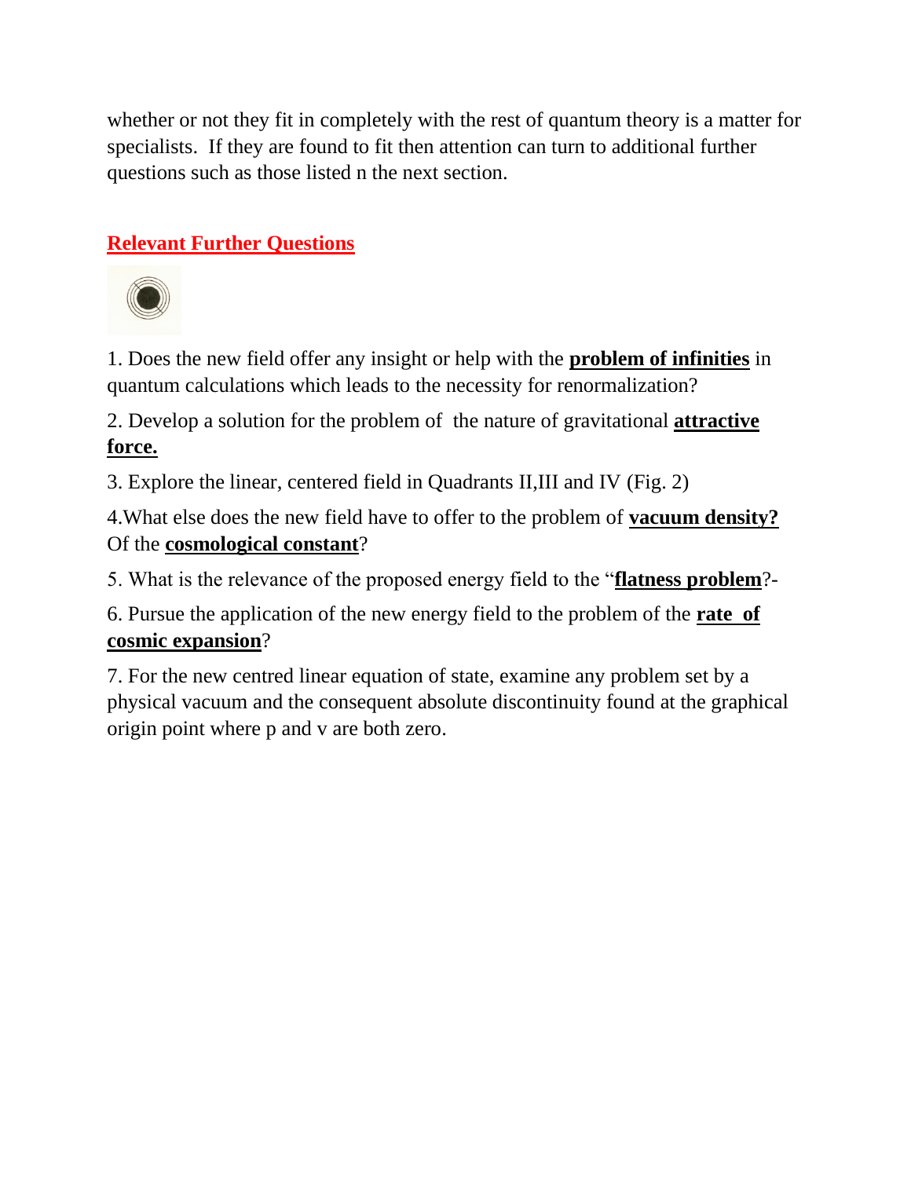whether or not they fit in completely with the rest of quantum theory is a matter for specialists. If they are found to fit then attention can turn to additional further questions such as those listed n the next section.

## Relevant Further Questions

1. Does the new field offer any insight or help with the **problem of infinities** in quantum calculations which leads to the necessity for renormalization?

2. Develop a solution for the problem of the nature of gravitational **attractive force.**

3. Explore the linear, centered field in Quadrants II,III and IV (Fig. 2)

4.What else does the new field have to offer to the problem of **vacuum density?** Of the **cosmological constant**?

5. What is the relevance of the proposed energy field to the "**flatness problem**?-

6. Pursue the application of the new energy field to the problem of the **rate of cosmic expansion**?

7. For the new centred linear equation of state, examine any problem set by a physical vacuum and the consequent absolute discontinuity found at the graphical origin point where p and v are both zero.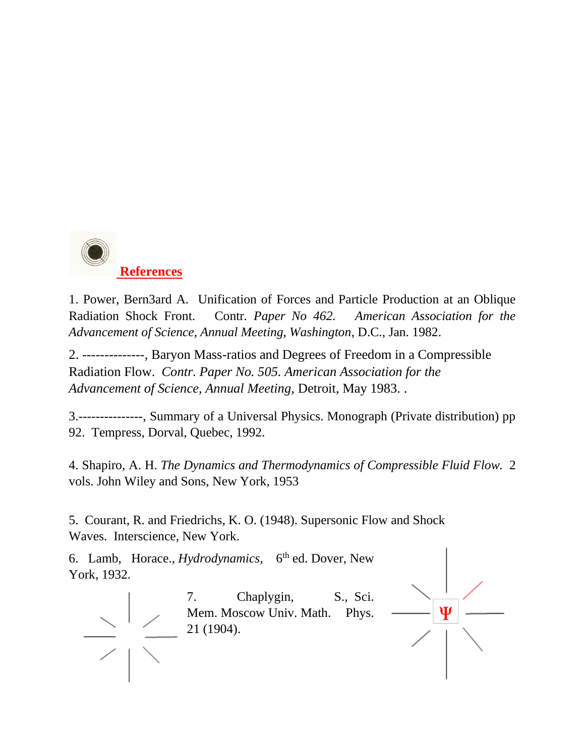## References

1. Power, Bern3ard A. Unification of Forces and Particle Production at an Oblique Radiation Shock Front. Contr. *Paper No 462. American Association for the Advancement of Science, Annual Meeting, Washington*, D.C., Jan. 1982.

2. --------------, Baryon Mass-ratios and Degrees of Freedom in a Compressible Radiation Flow. *Contr. Paper No. 505. American Association for the Advancement of Science, Annual Meeting*, Detroit, May 1983. .

3.---------------, Summary of a Universal Physics. Monograph (Private distribution) pp 92. Tempress, Dorval, Quebec, 1992.

4. Shapiro, A. H. *The Dynamics and Thermodynamics of Compressible Fluid Flow.* 2 vols. John Wiley and Sons, New York, 1953

5. Courant, R. and Friedrichs, K. O. (1948). Supersonic Flow and Shock Waves. Interscience, New York.

6. Lamb, Horace., *Hydrodynamics*, 6th ed. Dover, New York, 1932.

7. Chaplygin, S., Sci. Mem. Moscow Univ. Math. Phys. 21 (1904).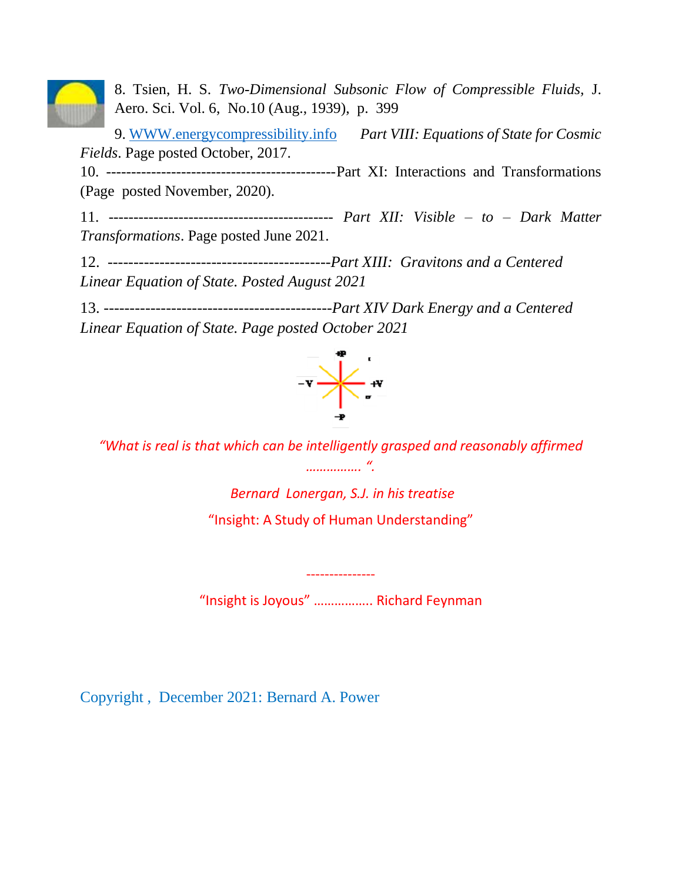8. Tsien, H. S. *Two-Dimensional Subsonic Flow of Compressible Fluids*, J. Aero. Sci. Vol. 6, No.10 (Aug., 1939), p. 399

9. WWW.energycompressibility.info *Part VIII: Equations of State for Cosmic Fields*. Page posted October, 2017.

10. ----------------------------------------------Part XI: Interactions and Transformations (Page posted November, 2020).

11. -------------------------------------------- *Part XII: Visible – to – Dark Matter Transformations*. Page posted June 2021.

12. -------------------------------------------*Part XIII: Gravitons and a Centered Linear Equation of State. Posted August 2021*

13. --------------------------------------------*Part XIV Dark Energy and a Centered Linear Equation of State. Page posted October 2021*

*"What is real is that which can be intelligently grasped and reasonably affirmed ……………. ".*

*Bernard Lonergan, S.J. in his treatise*

"Insight: A Study of Human Understanding"

---------------

"Insight is Joyous" ……………. Richard Feynman

Copyright , December 2021: Bernard A. Power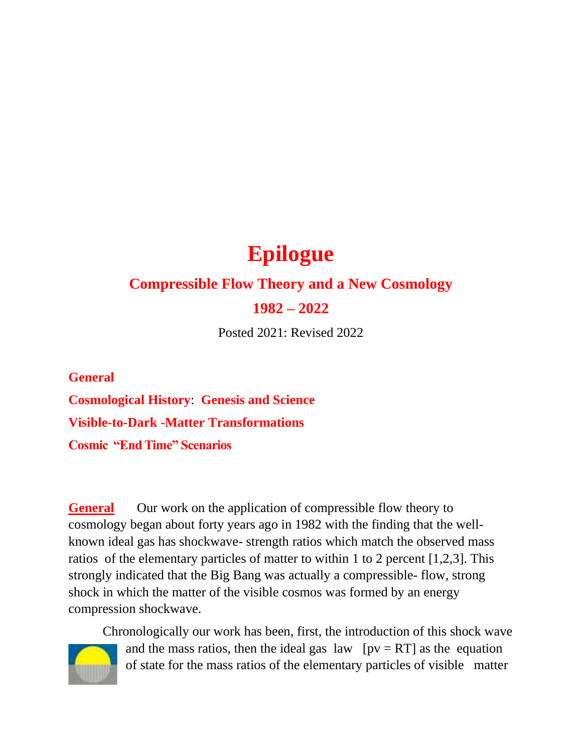# Epilogue

## Compressible Flow Theory and a New Cosmology

## 1982 – 2022

Posted 2021: Revised 2022

**General**

**Cosmological History**: **Genesis and Science**

**Visible-to-Dark -Matter Transformations**

**Cosmic "End Time" Scenarios**

**General** Our work on the application of compressible flow theory to cosmology began about forty years ago in 1982 with the finding that the well-known ideal gas has shockwave- strength ratios which match the observed mass ratios of the elementary particles of matter to within 1 to 2 percent [1,2,3]. This strongly indicated that the Big Bang was actually a compressible- flow, strong shock in which the matter of the visible cosmos was formed by an energy compression shockwave.

Chronologically our work has been, first, the introduction of this shock wave and the mass ratios, then the ideal gas law [pv = RT] as the equation of state for the mass ratios of the elementary particles of visible matter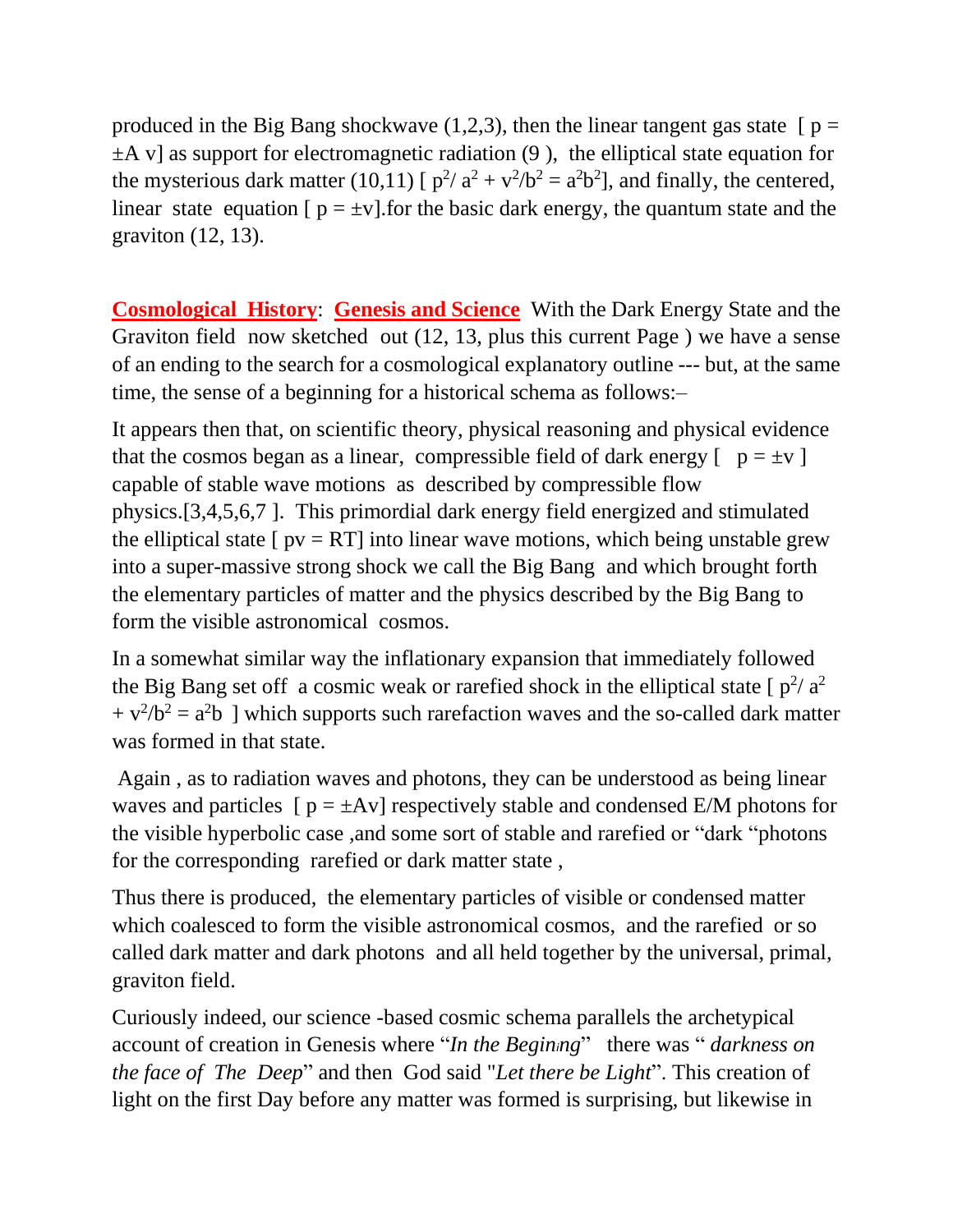produced in the Big Bang shockwave (1,2,3), then the linear tangent gas state [ $p = \pm A\ v$] as support for electromagnetic radiation (9 ), the elliptical state equation for the mysterious dark matter (10,11) [ $p^2/a^2 + v^2/b^2 = a^2b^2$], and finally, the centered, linear state equation [ $p = \pm v$].for the basic dark energy, the quantum state and the graviton (12, 13).

**Cosmological History**: **Genesis and Science** With the Dark Energy State and the Graviton field now sketched out (12, 13, plus this current Page ) we have a sense of an ending to the search for a cosmological explanatory outline --- but, at the same time, the sense of a beginning for a historical schema as follows:–

It appears then that, on scientific theory, physical reasoning and physical evidence that the cosmos began as a linear, compressible field of dark energy [ $p = \pm v$ ] capable of stable wave motions as described by compressible flow physics.[3,4,5,6,7 ]. This primordial dark energy field energized and stimulated the elliptical state [ $pv = RT$] into linear wave motions, which being unstable grew into a super-massive strong shock we call the Big Bang and which brought forth the elementary particles of matter and the physics described by the Big Bang to form the visible astronomical cosmos.

In a somewhat similar way the inflationary expansion that immediately followed the Big Bang set off a cosmic weak or rarefied shock in the elliptical state [ $p^2/a^2 + v^2/b^2 = a^2b$ ] which supports such rarefaction waves and the so-called dark matter was formed in that state.

Again , as to radiation waves and photons, they can be understood as being linear waves and particles [ $p = \pm Av$] respectively stable and condensed E/M photons for the visible hyperbolic case ,and some sort of stable and rarefied or "dark "photons for the corresponding rarefied or dark matter state ,

Thus there is produced, the elementary particles of visible or condensed matter which coalesced to form the visible astronomical cosmos, and the rarefied or so called dark matter and dark photons and all held together by the universal, primal, graviton field.

Curiously indeed, our science -based cosmic schema parallels the archetypical account of creation in Genesis where "*In the Begining*" there was " *darkness on the face of The Deep*" and then God said "*Let there be Light*". This creation of light on the first Day before any matter was formed is surprising, but likewise in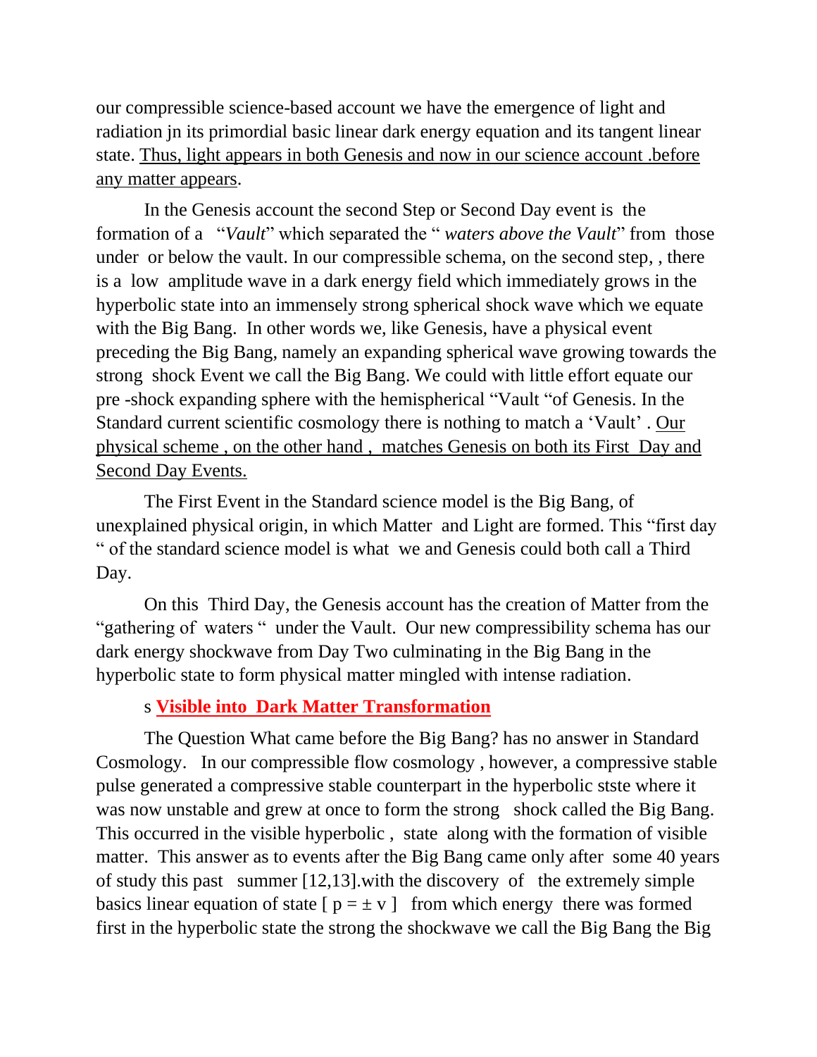our compressible science-based account we have the emergence of light and radiation jn its primordial basic linear dark energy equation and its tangent linear state. <u>Thus, light appears in both Genesis and now in our science account .before any matter appears</u>.

In the Genesis account the second Step or Second Day event is the formation of a "*Vault*" which separated the " *waters above the Vault*" from those under or below the vault. In our compressible schema, on the second step, , there is a low amplitude wave in a dark energy field which immediately grows in the hyperbolic state into an immensely strong spherical shock wave which we equate with the Big Bang. In other words we, like Genesis, have a physical event preceding the Big Bang, namely an expanding spherical wave growing towards the strong shock Event we call the Big Bang. We could with little effort equate our pre -shock expanding sphere with the hemispherical "Vault "of Genesis. In the Standard current scientific cosmology there is nothing to match a 'Vault' . <u>Our physical scheme , on the other hand , matches Genesis on both its First Day and Second Day Events.</u>

The First Event in the Standard science model is the Big Bang, of unexplained physical origin, in which Matter and Light are formed. This "first day " of the standard science model is what we and Genesis could both call a Third Day.

On this Third Day, the Genesis account has the creation of Matter from the "gathering of waters " under the Vault. Our new compressibility schema has our dark energy shockwave from Day Two culminating in the Big Bang in the hyperbolic state to form physical matter mingled with intense radiation.

s <u>**Visible into Dark Matter Transformation**</u>

The Question What came before the Big Bang? has no answer in Standard Cosmology. In our compressible flow cosmology , however, a compressive stable pulse generated a compressive stable counterpart in the hyperbolic stste where it was now unstable and grew at once to form the strong shock called the Big Bang. This occurred in the visible hyperbolic , state along with the formation of visible matter. This answer as to events after the Big Bang came only after some 40 years of study this past summer [12,13].with the discovery of the extremely simple basics linear equation of state [ $p = \pm v$ ] from which energy there was formed first in the hyperbolic state the strong the shockwave we call the Big Bang the Big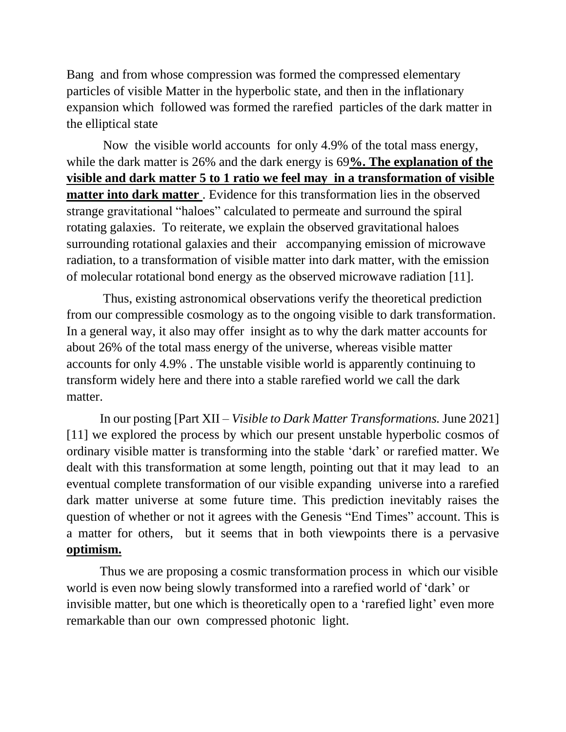Bang and from whose compression was formed the compressed elementary particles of visible Matter in the hyperbolic state, and then in the inflationary expansion which followed was formed the rarefied particles of the dark matter in the elliptical state

Now the visible world accounts for only 4.9% of the total mass energy, while the dark matter is 26% and the dark energy is 69**%. The explanation of the visible and dark matter 5 to 1 ratio we feel may in a transformation of visible matter into dark matter** . Evidence for this transformation lies in the observed strange gravitational "haloes" calculated to permeate and surround the spiral rotating galaxies. To reiterate, we explain the observed gravitational haloes surrounding rotational galaxies and their accompanying emission of microwave radiation, to a transformation of visible matter into dark matter, with the emission of molecular rotational bond energy as the observed microwave radiation [11].

Thus, existing astronomical observations verify the theoretical prediction from our compressible cosmology as to the ongoing visible to dark transformation. In a general way, it also may offer insight as to why the dark matter accounts for about 26% of the total mass energy of the universe, whereas visible matter accounts for only 4.9% . The unstable visible world is apparently continuing to transform widely here and there into a stable rarefied world we call the dark matter.

In our posting [Part XII – *Visible to Dark Matter Transformations.* June 2021] [11] we explored the process by which our present unstable hyperbolic cosmos of ordinary visible matter is transforming into the stable 'dark' or rarefied matter. We dealt with this transformation at some length, pointing out that it may lead to an eventual complete transformation of our visible expanding universe into a rarefied dark matter universe at some future time. This prediction inevitably raises the question of whether or not it agrees with the Genesis "End Times" account. This is a matter for others, but it seems that in both viewpoints there is a pervasive **optimism.**

Thus we are proposing a cosmic transformation process in which our visible world is even now being slowly transformed into a rarefied world of 'dark' or invisible matter, but one which is theoretically open to a 'rarefied light' even more remarkable than our own compressed photonic light.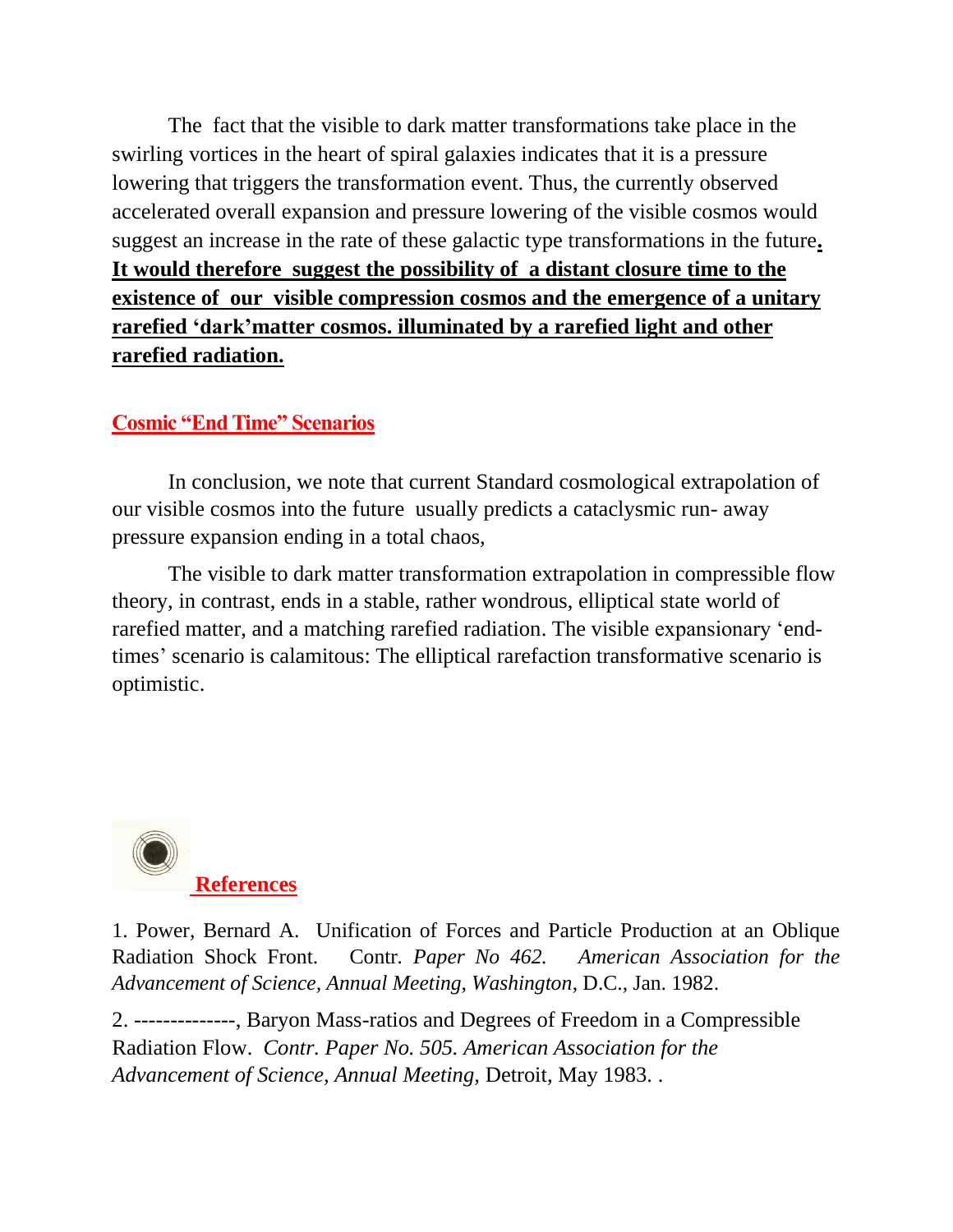The fact that the visible to dark matter transformations take place in the swirling vortices in the heart of spiral galaxies indicates that it is a pressure lowering that triggers the transformation event. Thus, the currently observed accelerated overall expansion and pressure lowering of the visible cosmos would suggest an increase in the rate of these galactic type transformations in the future**. It would therefore suggest the possibility of a distant closure time to the existence of our visible compression cosmos and the emergence of a unitary rarefied 'dark'matter cosmos. illuminated by a rarefied light and other rarefied radiation.**

## Cosmic "End Time" Scenarios

In conclusion, we note that current Standard cosmological extrapolation of our visible cosmos into the future usually predicts a cataclysmic run- away pressure expansion ending in a total chaos,

The visible to dark matter transformation extrapolation in compressible flow theory, in contrast, ends in a stable, rather wondrous, elliptical state world of rarefied matter, and a matching rarefied radiation. The visible expansionary 'end-times' scenario is calamitous: The elliptical rarefaction transformative scenario is optimistic.

## References

1. Power, Bernard A. Unification of Forces and Particle Production at an Oblique Radiation Shock Front. Contr. *Paper No 462. American Association for the Advancement of Science, Annual Meeting, Washington*, D.C., Jan. 1982.

2. --------------, Baryon Mass-ratios and Degrees of Freedom in a Compressible Radiation Flow. *Contr. Paper No. 505. American Association for the Advancement of Science, Annual Meeting,* Detroit, May 1983. .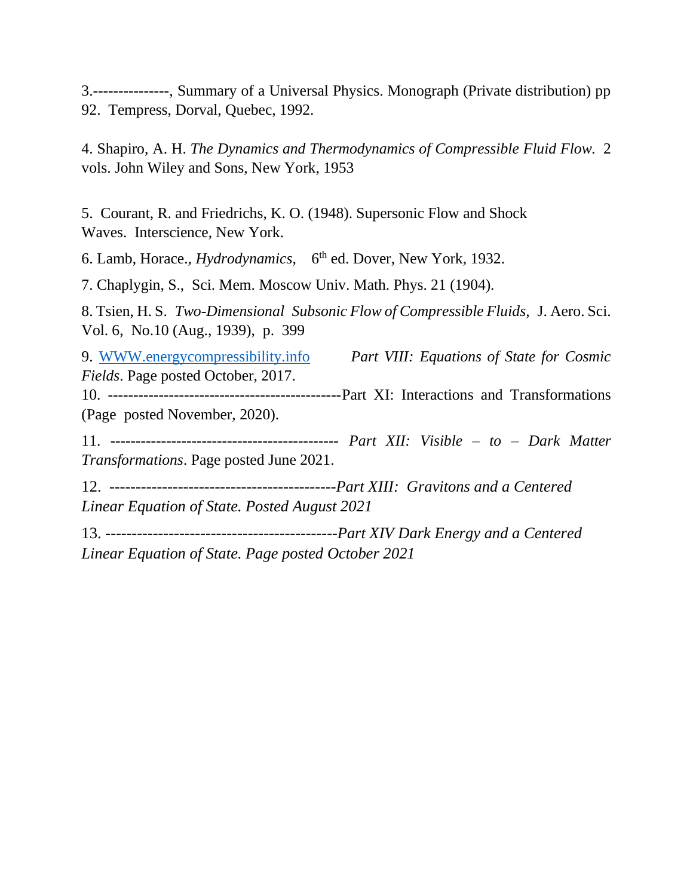3.---------------, Summary of a Universal Physics. Monograph (Private distribution) pp 92. Tempress, Dorval, Quebec, 1992.

4. Shapiro, A. H. *The Dynamics and Thermodynamics of Compressible Fluid Flow.* 2 vols. John Wiley and Sons, New York, 1953

5. Courant, R. and Friedrichs, K. O. (1948). Supersonic Flow and Shock Waves. Interscience, New York.

6. Lamb, Horace., *Hydrodynamics,* 6th ed. Dover, New York, 1932.

7. Chaplygin, S., Sci. Mem. Moscow Univ. Math. Phys. 21 (1904).

8. Tsien, H. S. *Two-Dimensional Subsonic Flow of Compressible Fluids*, J. Aero. Sci. Vol. 6, No.10 (Aug., 1939), p. 399

9. [WWW.energycompressibility.info](http://WWW.energycompressibility.info) *Part VIII: Equations of State for Cosmic Fields*. Page posted October, 2017.

10. ---------------------------------------------Part XI: Interactions and Transformations (Page posted November, 2020).

11. --------------------------------------------- *Part XII: Visible – to – Dark Matter Transformations*. Page posted June 2021.

12. --------------------------------------------*Part XIII: Gravitons and a Centered Linear Equation of State. Posted August 2021*

13. --------------------------------------------*Part XIV Dark Energy and a Centered Linear Equation of State. Page posted October 2021*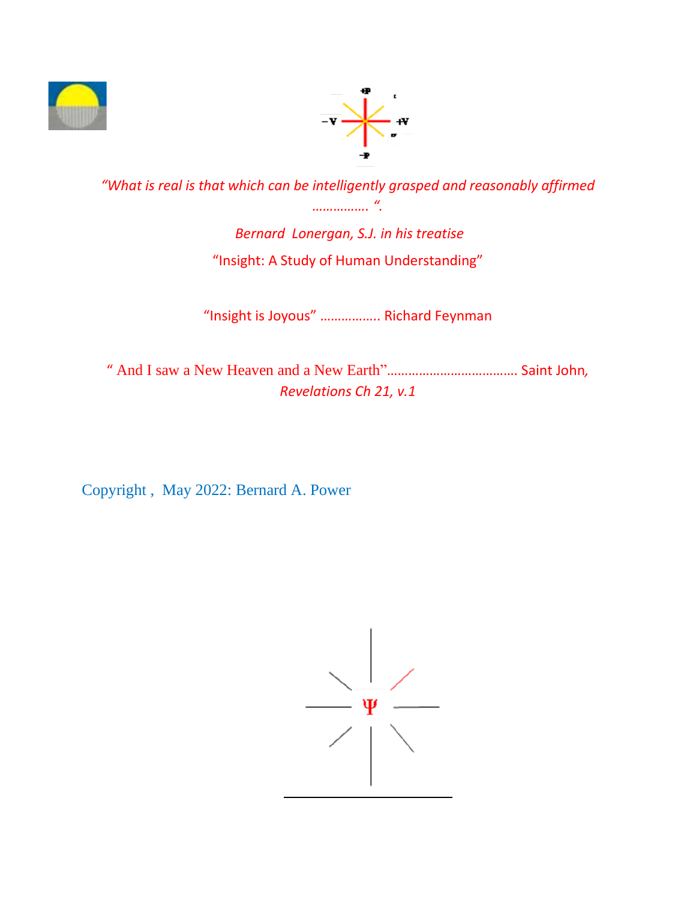*"What is real is that which can be intelligently grasped and reasonably affirmed ……………. ".*

*Bernard Lonergan, S.J. in his treatise*

"Insight: A Study of Human Understanding"

"Insight is Joyous" …………….. Richard Feynman

" And I saw a New Heaven and a New Earth"……………………………… Saint John, *Revelations Ch 21, v.1*

Copyright , May 2022: Bernard A. Power